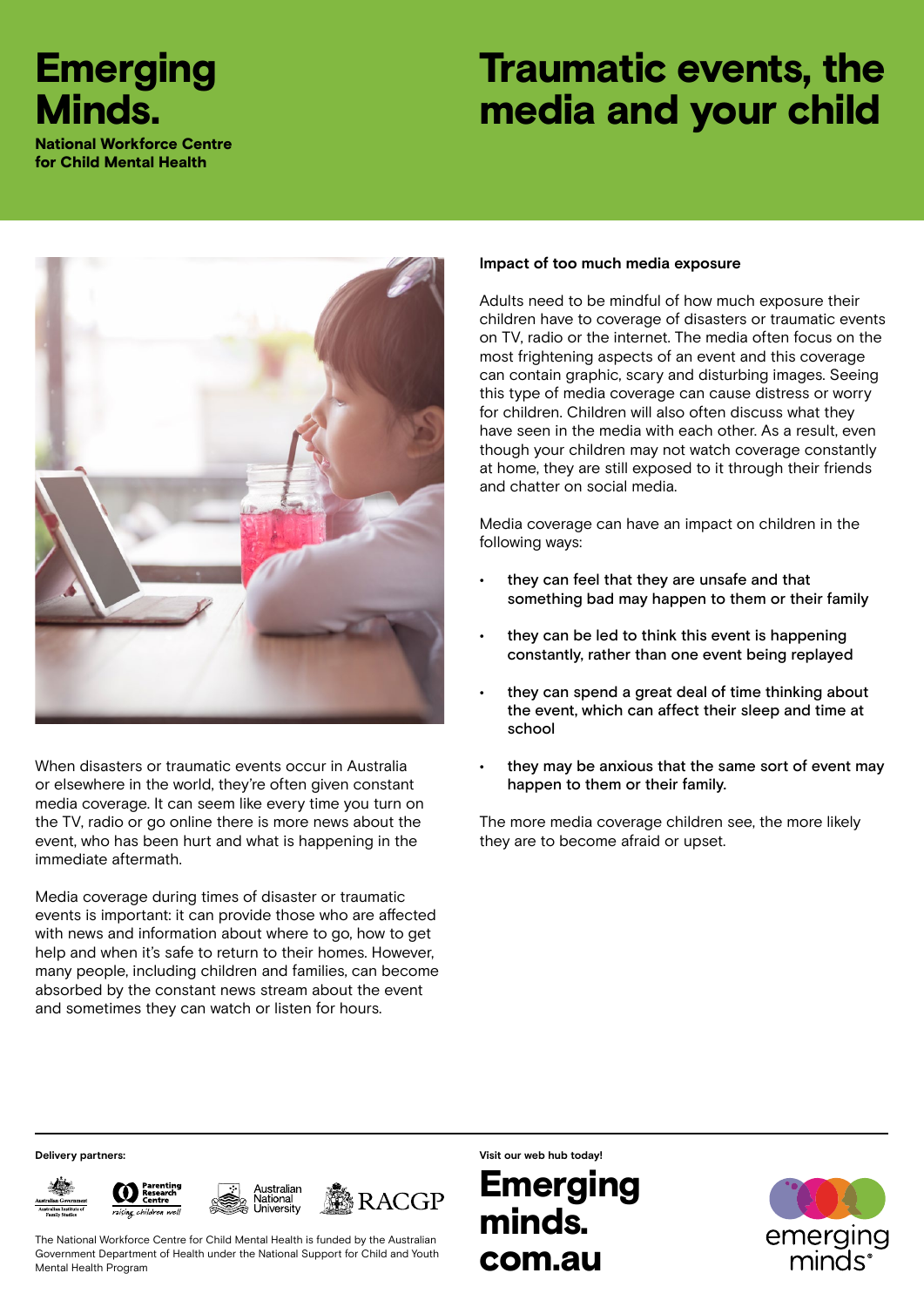# Emerging Minds.

**National Workforce Centre for Child Mental Health**

# Traumatic events, the media and your child

When disasters or traumatic events occur in Australia or elsewhere in the world, they're often given constant media coverage. It can seem like every time you turn on the TV, radio or go online there is more news about the event, who has been hurt and what is happening in the immediate aftermath.

Media coverage during times of disaster or traumatic events is important: it can provide those who are affected with news and information about where to go, how to get help and when it's safe to return to their homes. However, many people, including children and families, can become absorbed by the constant news stream about the event and sometimes they can watch or listen for hours.

### Impact of too much media exposure

Adults need to be mindful of how much exposure their children have to coverage of disasters or traumatic events on TV, radio or the internet. The media often focus on the most frightening aspects of an event and this coverage can contain graphic, scary and disturbing images. Seeing this type of media coverage can cause distress or worry for children. Children will also often discuss what they have seen in the media with each other. As a result, even though your children may not watch coverage constantly at home, they are still exposed to it through their friends and chatter on social media.

Media coverage can have an impact on children in the following ways:

- they can feel that they are unsafe and that something bad may happen to them or their family
- they can be led to think this event is happening constantly, rather than one event being replayed
- they can spend a great deal of time thinking about the event, which can affect their sleep and time at school
- they may be anxious that the same sort of event may happen to them or their family.

The more media coverage children see, the more likely they are to become afraid or upset.

**Delivery partners:**

Australian Government – Australian Institute of Family Studies; Parenting Research Centre – raising children well; Australian National University; RACGP

The National Workforce Centre for Child Mental Health is funded by the Australian Government Department of Health under the National Support for Child and Youth Mental Health Program

**Visit our web hub today!**

**Emerging minds. com.au**

emerging minds®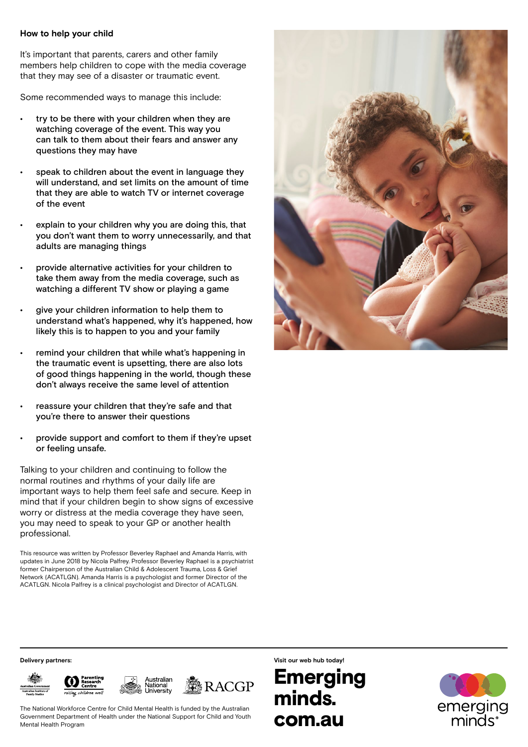### How to help your child

It's important that parents, carers and other family members help children to cope with the media coverage that they may see of a disaster or traumatic event.

Some recommended ways to manage this include:

- try to be there with your children when they are watching coverage of the event. This way you can talk to them about their fears and answer any questions they may have
- speak to children about the event in language they will understand, and set limits on the amount of time that they are able to watch TV or internet coverage of the event
- explain to your children why you are doing this, that you don't want them to worry unnecessarily, and that adults are managing things
- provide alternative activities for your children to take them away from the media coverage, such as watching a different TV show or playing a game
- give your children information to help them to understand what's happened, why it's happened, how likely this is to happen to you and your family
- remind your children that while what's happening in the traumatic event is upsetting, there are also lots of good things happening in the world, though these don't always receive the same level of attention
- reassure your children that they're safe and that you're there to answer their questions
- provide support and comfort to them if they're upset or feeling unsafe.

Talking to your children and continuing to follow the normal routines and rhythms of your daily life are important ways to help them feel safe and secure. Keep in mind that if your children begin to show signs of excessive worry or distress at the media coverage they have seen, you may need to speak to your GP or another health professional.

This resource was written by Professor Beverley Raphael and Amanda Harris, with updates in June 2018 by Nicola Palfrey. Professor Beverley Raphael is a psychiatrist former Chairperson of the Australian Child & Adolescent Trauma, Loss & Grief Network (ACATLGN). Amanda Harris is a psychologist and former Director of the ACATLGN. Nicola Palfrey is a clinical psychologist and Director of ACATLGN.

**Delivery partners:**

Australian Government – Australian Institute of Family Studies | Parenting Research Centre – raising children well | Australian National University | RACGP

The National Workforce Centre for Child Mental Health is funded by the Australian Government Department of Health under the National Support for Child and Youth Mental Health Program

**Visit our web hub today!**

**Emerging minds. com.au**

emerging minds®